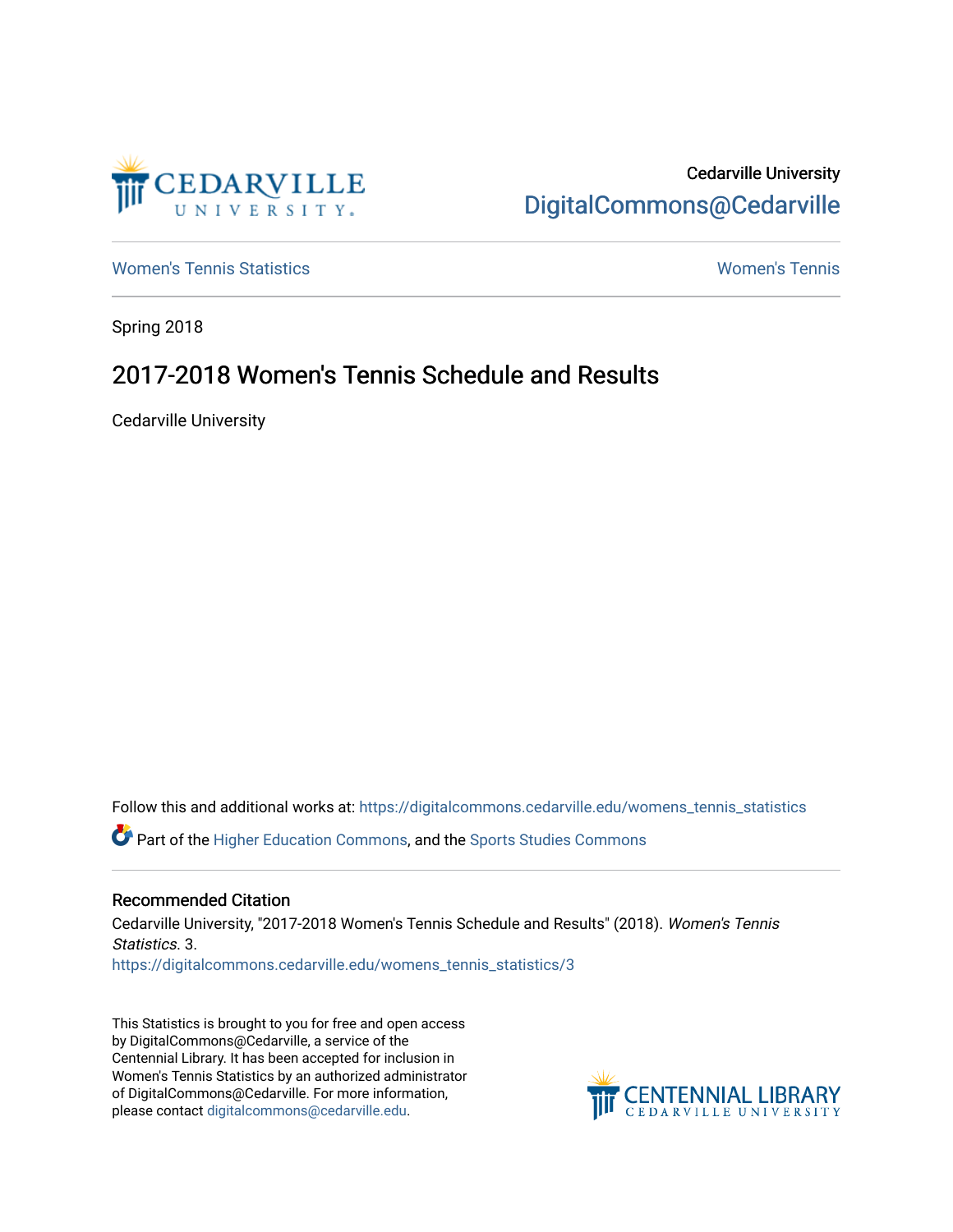Cedarville University
DigitalCommons@Cedarville

Women's Tennis Statistics | Women's Tennis

Spring 2018

# 2017-2018 Women's Tennis Schedule and Results

Cedarville University

Follow this and additional works at: https://digitalcommons.cedarville.edu/womens_tennis_statistics

Part of the Higher Education Commons, and the Sports Studies Commons

## Recommended Citation

Cedarville University, "2017-2018 Women's Tennis Schedule and Results" (2018). *Women's Tennis Statistics*. 3.
https://digitalcommons.cedarville.edu/womens_tennis_statistics/3

This Statistics is brought to you for free and open access by DigitalCommons@Cedarville, a service of the Centennial Library. It has been accepted for inclusion in Women's Tennis Statistics by an authorized administrator of DigitalCommons@Cedarville. For more information, please contact digitalcommons@cedarville.edu.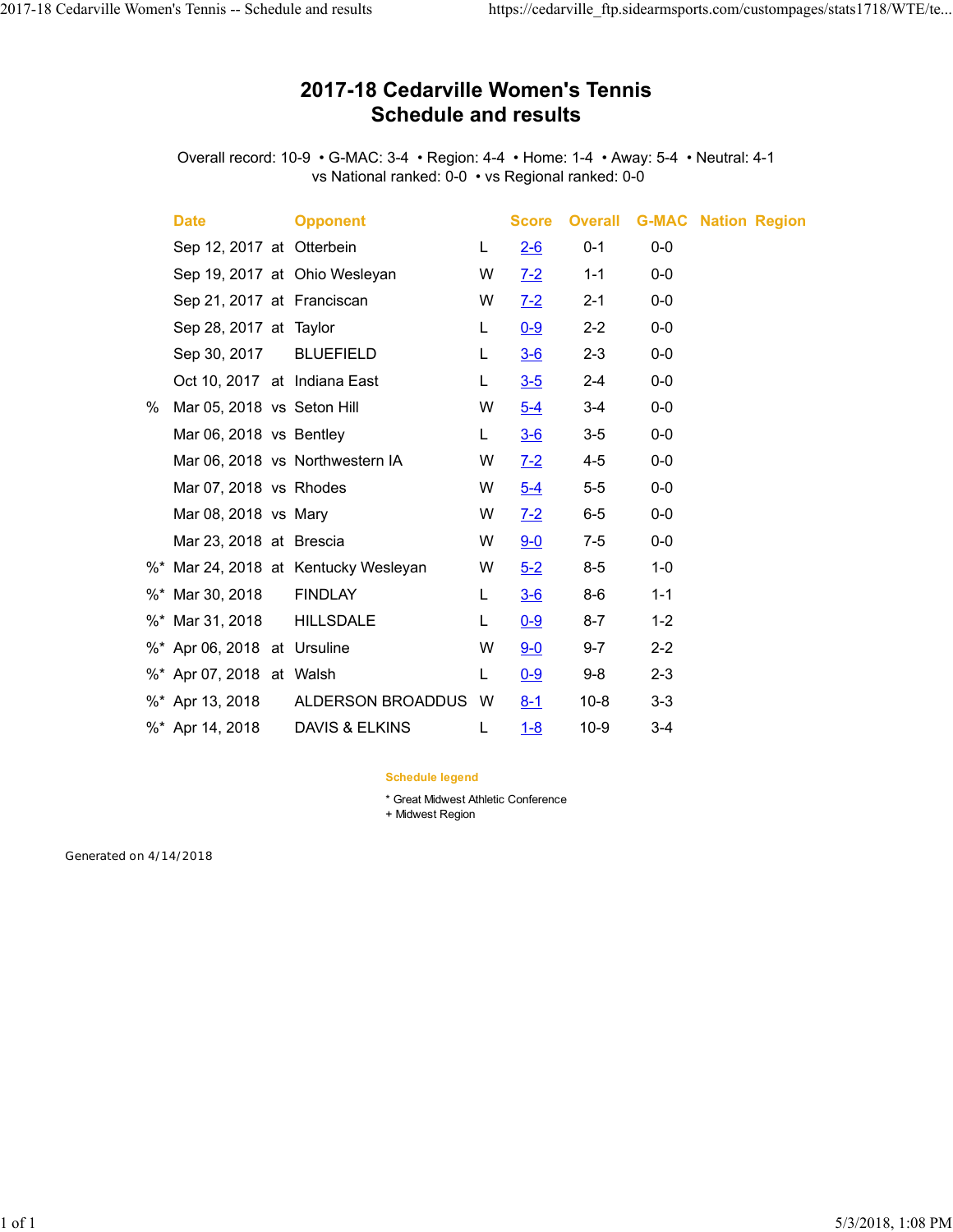# 2017-18 Cedarville Women's Tennis
## Schedule and results

Overall record: 10-9 • G-MAC: 3-4 • Region: 4-4 • Home: 1-4 • Away: 5-4 • Neutral: 4-1
vs National ranked: 0-0 • vs Regional ranked: 0-0

| | Date | | Opponent | | Score | Overall | G-MAC | Nation | Region |
|---|---|---|---|---|---|---|---|---|---|
| | Sep 12, 2017 | at | Otterbein | L | 2-6 | 0-1 | 0-0 | | |
| | Sep 19, 2017 | at | Ohio Wesleyan | W | 7-2 | 1-1 | 0-0 | | |
| | Sep 21, 2017 | at | Franciscan | W | 7-2 | 2-1 | 0-0 | | |
| | Sep 28, 2017 | at | Taylor | L | 0-9 | 2-2 | 0-0 | | |
| | Sep 30, 2017 | | BLUEFIELD | L | 3-6 | 2-3 | 0-0 | | |
| | Oct 10, 2017 | at | Indiana East | L | 3-5 | 2-4 | 0-0 | | |
| % | Mar 05, 2018 | vs | Seton Hill | W | 5-4 | 3-4 | 0-0 | | |
| | Mar 06, 2018 | vs | Bentley | L | 3-6 | 3-5 | 0-0 | | |
| | Mar 06, 2018 | vs | Northwestern IA | W | 7-2 | 4-5 | 0-0 | | |
| | Mar 07, 2018 | vs | Rhodes | W | 5-4 | 5-5 | 0-0 | | |
| | Mar 08, 2018 | vs | Mary | W | 7-2 | 6-5 | 0-0 | | |
| | Mar 23, 2018 | at | Brescia | W | 9-0 | 7-5 | 0-0 | | |
| %* | Mar 24, 2018 | at | Kentucky Wesleyan | W | 5-2 | 8-5 | 1-0 | | |
| %* | Mar 30, 2018 | | FINDLAY | L | 3-6 | 8-6 | 1-1 | | |
| %* | Mar 31, 2018 | | HILLSDALE | L | 0-9 | 8-7 | 1-2 | | |
| %* | Apr 06, 2018 | at | Ursuline | W | 9-0 | 9-7 | 2-2 | | |
| %* | Apr 07, 2018 | at | Walsh | L | 0-9 | 9-8 | 2-3 | | |
| %* | Apr 13, 2018 | | ALDERSON BROADDUS | W | 8-1 | 10-8 | 3-3 | | |
| %* | Apr 14, 2018 | | DAVIS & ELKINS | L | 1-8 | 10-9 | 3-4 | | |

**Schedule legend**

* Great Midwest Athletic Conference
+ Midwest Region

Generated on 4/14/2018